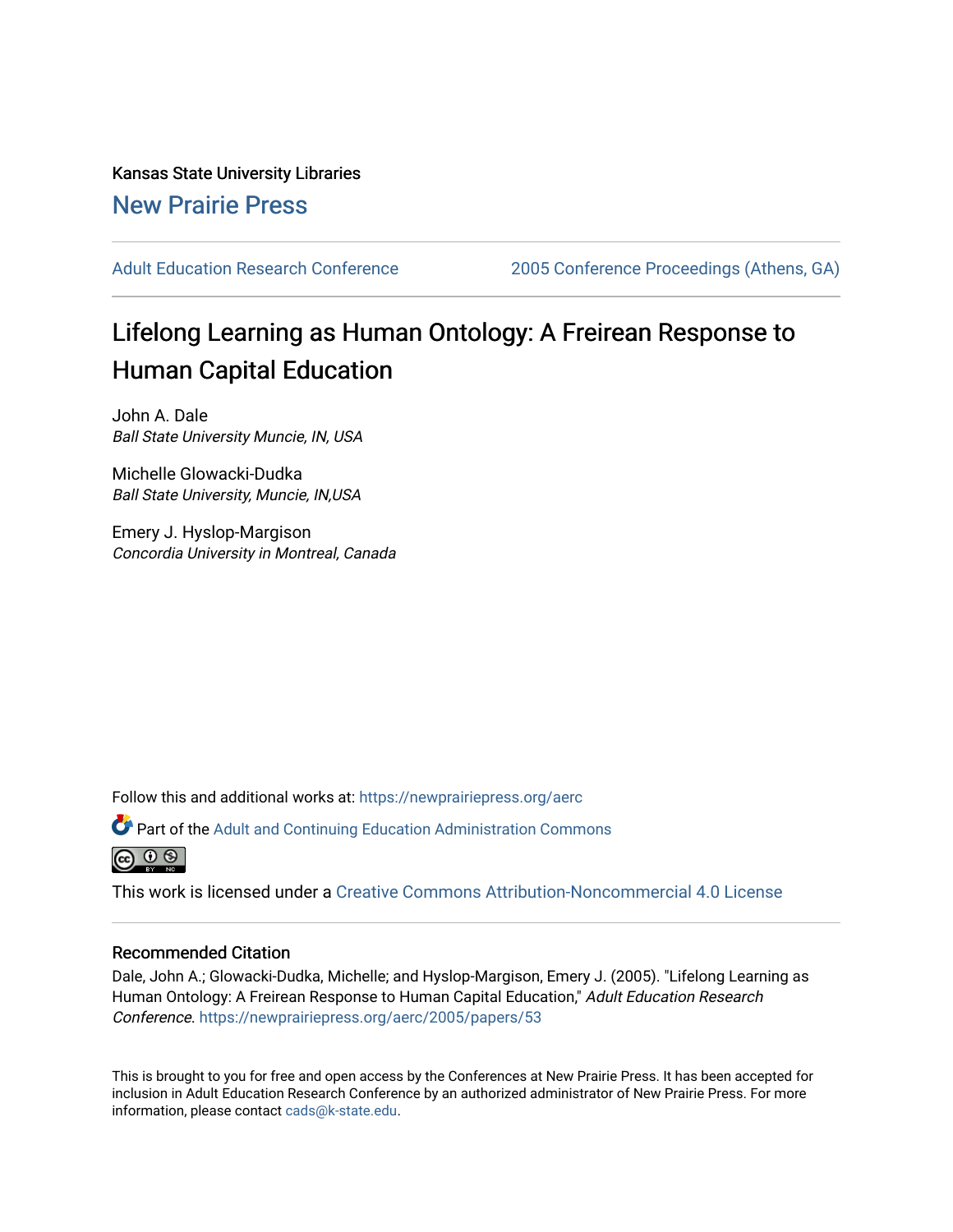Kansas State University Libraries

New Prairie Press

Adult Education Research Conference

2005 Conference Proceedings (Athens, GA)

# Lifelong Learning as Human Ontology: A Freirean Response to Human Capital Education

John A. Dale
*Ball State University Muncie, IN, USA*

Michelle Glowacki-Dudka
*Ball State University, Muncie, IN,USA*

Emery J. Hyslop-Margison
*Concordia University in Montreal, Canada*

Follow this and additional works at: https://newprairiepress.org/aerc

Part of the Adult and Continuing Education Administration Commons

This work is licensed under a Creative Commons Attribution-Noncommercial 4.0 License

## Recommended Citation

Dale, John A.; Glowacki-Dudka, Michelle; and Hyslop-Margison, Emery J. (2005). "Lifelong Learning as Human Ontology: A Freirean Response to Human Capital Education," *Adult Education Research Conference*. https://newprairiepress.org/aerc/2005/papers/53

This is brought to you for free and open access by the Conferences at New Prairie Press. It has been accepted for inclusion in Adult Education Research Conference by an authorized administrator of New Prairie Press. For more information, please contact cads@k-state.edu.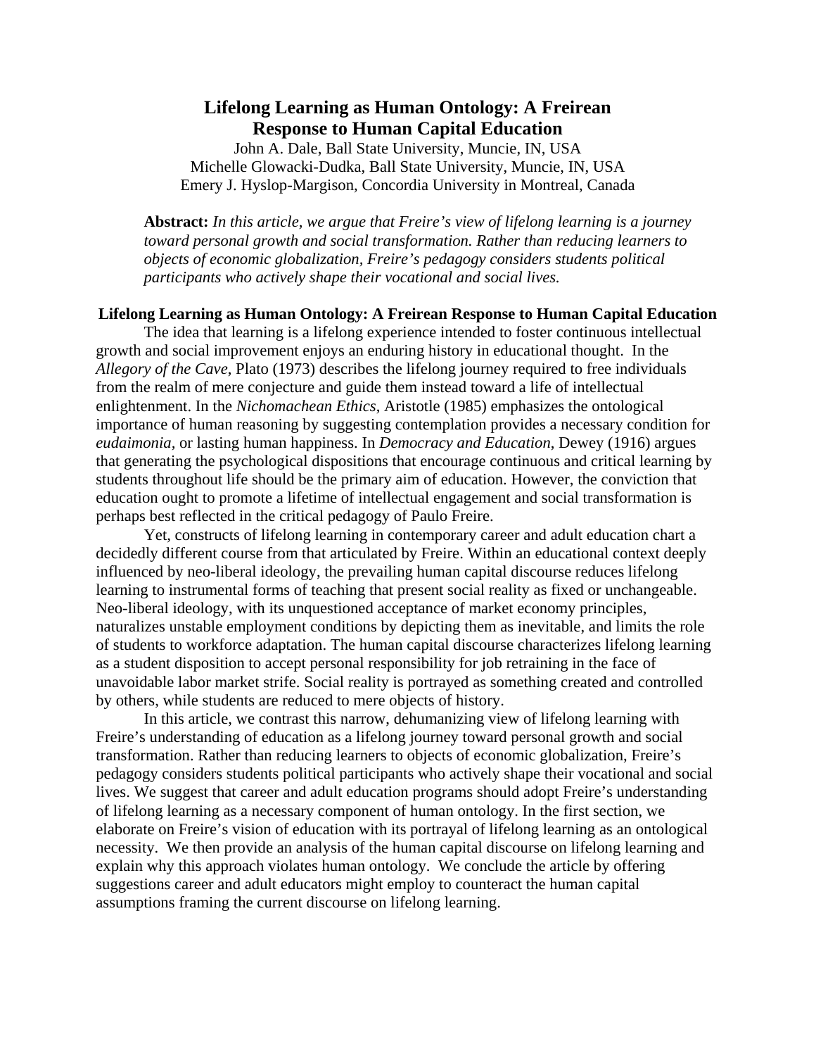# Lifelong Learning as Human Ontology: A Freirean Response to Human Capital Education

John A. Dale, Ball State University, Muncie, IN, USA
Michelle Glowacki-Dudka, Ball State University, Muncie, IN, USA
Emery J. Hyslop-Margison, Concordia University in Montreal, Canada

**Abstract:** *In this article, we argue that Freire's view of lifelong learning is a journey toward personal growth and social transformation. Rather than reducing learners to objects of economic globalization, Freire's pedagogy considers students political participants who actively shape their vocational and social lives.*

## Lifelong Learning as Human Ontology: A Freirean Response to Human Capital Education

The idea that learning is a lifelong experience intended to foster continuous intellectual growth and social improvement enjoys an enduring history in educational thought. In the *Allegory of the Cave*, Plato (1973) describes the lifelong journey required to free individuals from the realm of mere conjecture and guide them instead toward a life of intellectual enlightenment. In the *Nichomachean Ethics*, Aristotle (1985) emphasizes the ontological importance of human reasoning by suggesting contemplation provides a necessary condition for *eudaimonia,* or lasting human happiness. In *Democracy and Education*, Dewey (1916) argues that generating the psychological dispositions that encourage continuous and critical learning by students throughout life should be the primary aim of education. However, the conviction that education ought to promote a lifetime of intellectual engagement and social transformation is perhaps best reflected in the critical pedagogy of Paulo Freire.

Yet, constructs of lifelong learning in contemporary career and adult education chart a decidedly different course from that articulated by Freire. Within an educational context deeply influenced by neo-liberal ideology, the prevailing human capital discourse reduces lifelong learning to instrumental forms of teaching that present social reality as fixed or unchangeable. Neo-liberal ideology, with its unquestioned acceptance of market economy principles, naturalizes unstable employment conditions by depicting them as inevitable, and limits the role of students to workforce adaptation. The human capital discourse characterizes lifelong learning as a student disposition to accept personal responsibility for job retraining in the face of unavoidable labor market strife. Social reality is portrayed as something created and controlled by others, while students are reduced to mere objects of history.

In this article, we contrast this narrow, dehumanizing view of lifelong learning with Freire's understanding of education as a lifelong journey toward personal growth and social transformation. Rather than reducing learners to objects of economic globalization, Freire's pedagogy considers students political participants who actively shape their vocational and social lives. We suggest that career and adult education programs should adopt Freire's understanding of lifelong learning as a necessary component of human ontology. In the first section, we elaborate on Freire's vision of education with its portrayal of lifelong learning as an ontological necessity. We then provide an analysis of the human capital discourse on lifelong learning and explain why this approach violates human ontology. We conclude the article by offering suggestions career and adult educators might employ to counteract the human capital assumptions framing the current discourse on lifelong learning.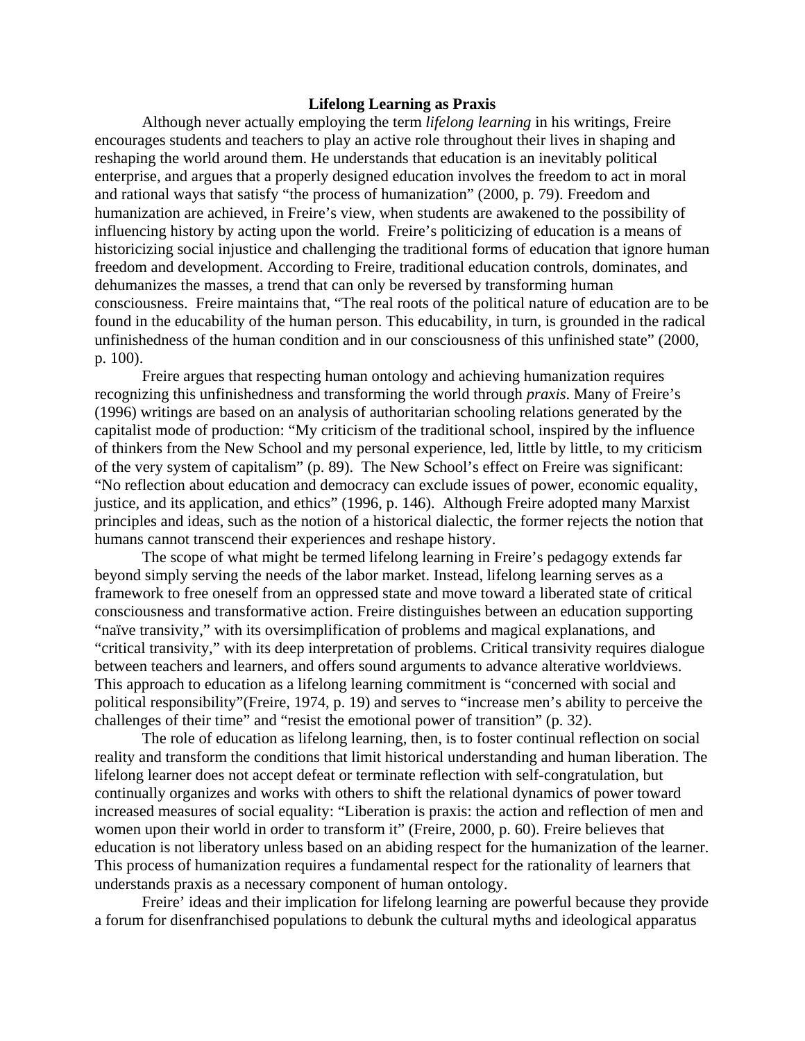## Lifelong Learning as Praxis

Although never actually employing the term *lifelong learning* in his writings, Freire encourages students and teachers to play an active role throughout their lives in shaping and reshaping the world around them. He understands that education is an inevitably political enterprise, and argues that a properly designed education involves the freedom to act in moral and rational ways that satisfy "the process of humanization" (2000, p. 79). Freedom and humanization are achieved, in Freire's view, when students are awakened to the possibility of influencing history by acting upon the world. Freire's politicizing of education is a means of historicizing social injustice and challenging the traditional forms of education that ignore human freedom and development. According to Freire, traditional education controls, dominates, and dehumanizes the masses, a trend that can only be reversed by transforming human consciousness. Freire maintains that, "The real roots of the political nature of education are to be found in the educability of the human person. This educability, in turn, is grounded in the radical unfinishedness of the human condition and in our consciousness of this unfinished state" (2000, p. 100).

Freire argues that respecting human ontology and achieving humanization requires recognizing this unfinishedness and transforming the world through *praxis*. Many of Freire's (1996) writings are based on an analysis of authoritarian schooling relations generated by the capitalist mode of production: "My criticism of the traditional school, inspired by the influence of thinkers from the New School and my personal experience, led, little by little, to my criticism of the very system of capitalism" (p. 89). The New School's effect on Freire was significant: "No reflection about education and democracy can exclude issues of power, economic equality, justice, and its application, and ethics" (1996, p. 146). Although Freire adopted many Marxist principles and ideas, such as the notion of a historical dialectic, the former rejects the notion that humans cannot transcend their experiences and reshape history.

The scope of what might be termed lifelong learning in Freire's pedagogy extends far beyond simply serving the needs of the labor market. Instead, lifelong learning serves as a framework to free oneself from an oppressed state and move toward a liberated state of critical consciousness and transformative action. Freire distinguishes between an education supporting "naïve transivity," with its oversimplification of problems and magical explanations, and "critical transivity," with its deep interpretation of problems. Critical transivity requires dialogue between teachers and learners, and offers sound arguments to advance alterative worldviews. This approach to education as a lifelong learning commitment is "concerned with social and political responsibility"(Freire, 1974, p. 19) and serves to "increase men's ability to perceive the challenges of their time" and "resist the emotional power of transition" (p. 32).

The role of education as lifelong learning, then, is to foster continual reflection on social reality and transform the conditions that limit historical understanding and human liberation. The lifelong learner does not accept defeat or terminate reflection with self-congratulation, but continually organizes and works with others to shift the relational dynamics of power toward increased measures of social equality: "Liberation is praxis: the action and reflection of men and women upon their world in order to transform it" (Freire, 2000, p. 60). Freire believes that education is not liberatory unless based on an abiding respect for the humanization of the learner. This process of humanization requires a fundamental respect for the rationality of learners that understands praxis as a necessary component of human ontology.

Freire' ideas and their implication for lifelong learning are powerful because they provide a forum for disenfranchised populations to debunk the cultural myths and ideological apparatus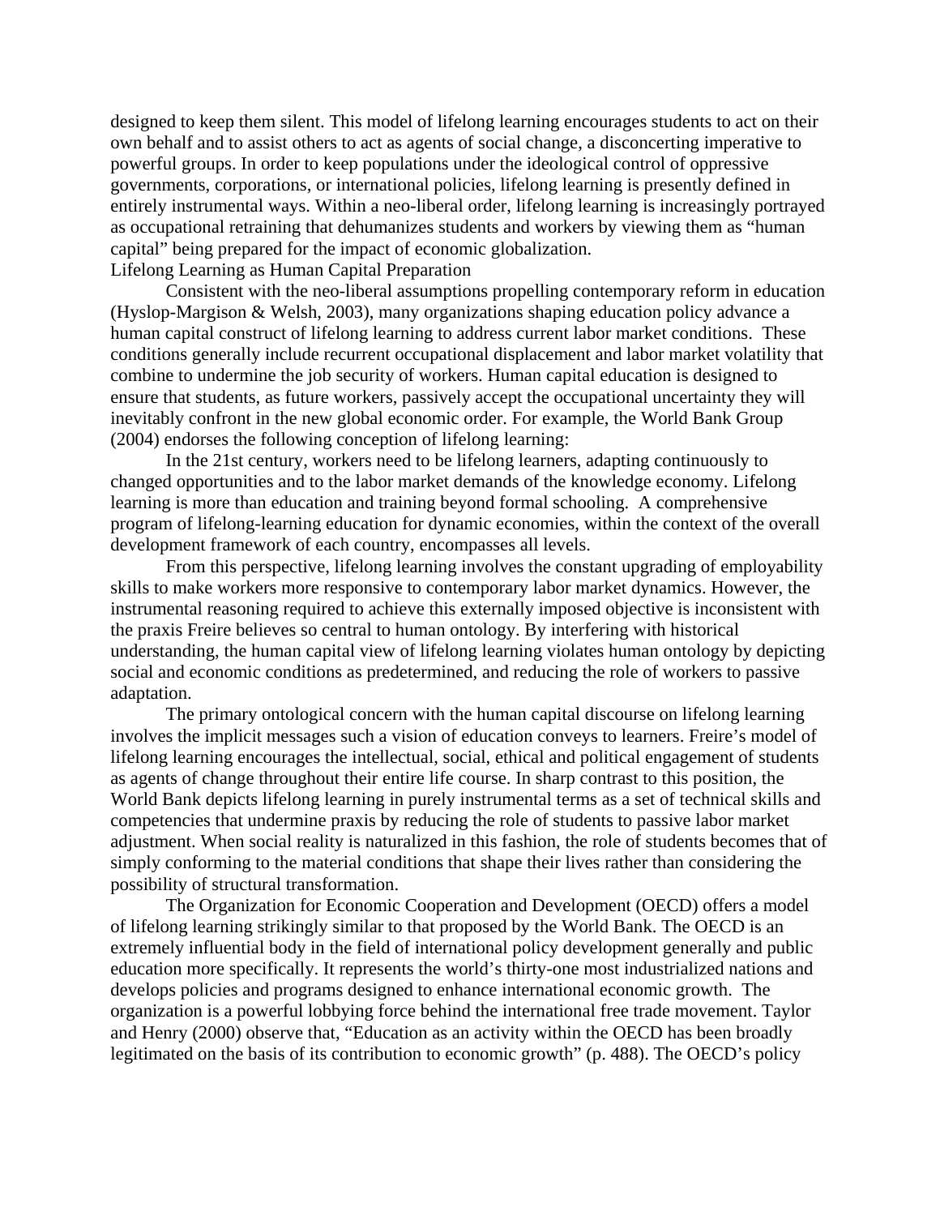designed to keep them silent. This model of lifelong learning encourages students to act on their own behalf and to assist others to act as agents of social change, a disconcerting imperative to powerful groups. In order to keep populations under the ideological control of oppressive governments, corporations, or international policies, lifelong learning is presently defined in entirely instrumental ways. Within a neo-liberal order, lifelong learning is increasingly portrayed as occupational retraining that dehumanizes students and workers by viewing them as "human capital" being prepared for the impact of economic globalization.

## Lifelong Learning as Human Capital Preparation

Consistent with the neo-liberal assumptions propelling contemporary reform in education (Hyslop-Margison & Welsh, 2003), many organizations shaping education policy advance a human capital construct of lifelong learning to address current labor market conditions. These conditions generally include recurrent occupational displacement and labor market volatility that combine to undermine the job security of workers. Human capital education is designed to ensure that students, as future workers, passively accept the occupational uncertainty they will inevitably confront in the new global economic order. For example, the World Bank Group (2004) endorses the following conception of lifelong learning:

> In the 21st century, workers need to be lifelong learners, adapting continuously to changed opportunities and to the labor market demands of the knowledge economy. Lifelong learning is more than education and training beyond formal schooling. A comprehensive program of lifelong-learning education for dynamic economies, within the context of the overall development framework of each country, encompasses all levels.

From this perspective, lifelong learning involves the constant upgrading of employability skills to make workers more responsive to contemporary labor market dynamics. However, the instrumental reasoning required to achieve this externally imposed objective is inconsistent with the praxis Freire believes so central to human ontology. By interfering with historical understanding, the human capital view of lifelong learning violates human ontology by depicting social and economic conditions as predetermined, and reducing the role of workers to passive adaptation.

The primary ontological concern with the human capital discourse on lifelong learning involves the implicit messages such a vision of education conveys to learners. Freire's model of lifelong learning encourages the intellectual, social, ethical and political engagement of students as agents of change throughout their entire life course. In sharp contrast to this position, the World Bank depicts lifelong learning in purely instrumental terms as a set of technical skills and competencies that undermine praxis by reducing the role of students to passive labor market adjustment. When social reality is naturalized in this fashion, the role of students becomes that of simply conforming to the material conditions that shape their lives rather than considering the possibility of structural transformation.

The Organization for Economic Cooperation and Development (OECD) offers a model of lifelong learning strikingly similar to that proposed by the World Bank. The OECD is an extremely influential body in the field of international policy development generally and public education more specifically. It represents the world's thirty-one most industrialized nations and develops policies and programs designed to enhance international economic growth. The organization is a powerful lobbying force behind the international free trade movement. Taylor and Henry (2000) observe that, "Education as an activity within the OECD has been broadly legitimated on the basis of its contribution to economic growth" (p. 488). The OECD's policy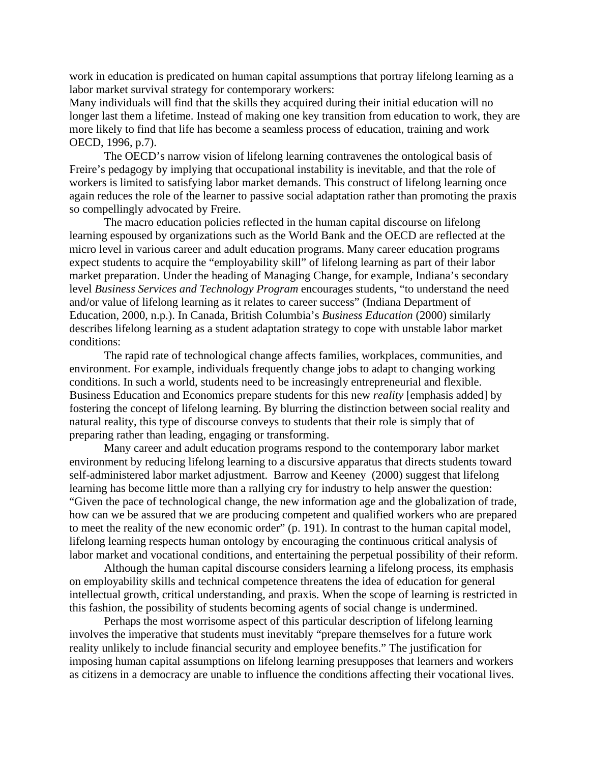work in education is predicated on human capital assumptions that portray lifelong learning as a labor market survival strategy for contemporary workers:

Many individuals will find that the skills they acquired during their initial education will no longer last them a lifetime. Instead of making one key transition from education to work, they are more likely to find that life has become a seamless process of education, training and work OECD, 1996, p.7).

The OECD's narrow vision of lifelong learning contravenes the ontological basis of Freire's pedagogy by implying that occupational instability is inevitable, and that the role of workers is limited to satisfying labor market demands. This construct of lifelong learning once again reduces the role of the learner to passive social adaptation rather than promoting the praxis so compellingly advocated by Freire.

The macro education policies reflected in the human capital discourse on lifelong learning espoused by organizations such as the World Bank and the OECD are reflected at the micro level in various career and adult education programs. Many career education programs expect students to acquire the "employability skill" of lifelong learning as part of their labor market preparation. Under the heading of Managing Change, for example, Indiana's secondary level *Business Services and Technology Program* encourages students, "to understand the need and/or value of lifelong learning as it relates to career success" (Indiana Department of Education, 2000, n.p.). In Canada, British Columbia's *Business Education* (2000) similarly describes lifelong learning as a student adaptation strategy to cope with unstable labor market conditions:

The rapid rate of technological change affects families, workplaces, communities, and environment. For example, individuals frequently change jobs to adapt to changing working conditions. In such a world, students need to be increasingly entrepreneurial and flexible. Business Education and Economics prepare students for this new *reality* [emphasis added] by fostering the concept of lifelong learning. By blurring the distinction between social reality and natural reality, this type of discourse conveys to students that their role is simply that of preparing rather than leading, engaging or transforming.

Many career and adult education programs respond to the contemporary labor market environment by reducing lifelong learning to a discursive apparatus that directs students toward self-administered labor market adjustment. Barrow and Keeney (2000) suggest that lifelong learning has become little more than a rallying cry for industry to help answer the question: "Given the pace of technological change, the new information age and the globalization of trade, how can we be assured that we are producing competent and qualified workers who are prepared to meet the reality of the new economic order" (p. 191). In contrast to the human capital model, lifelong learning respects human ontology by encouraging the continuous critical analysis of labor market and vocational conditions, and entertaining the perpetual possibility of their reform.

Although the human capital discourse considers learning a lifelong process, its emphasis on employability skills and technical competence threatens the idea of education for general intellectual growth, critical understanding, and praxis. When the scope of learning is restricted in this fashion, the possibility of students becoming agents of social change is undermined.

Perhaps the most worrisome aspect of this particular description of lifelong learning involves the imperative that students must inevitably "prepare themselves for a future work reality unlikely to include financial security and employee benefits." The justification for imposing human capital assumptions on lifelong learning presupposes that learners and workers as citizens in a democracy are unable to influence the conditions affecting their vocational lives.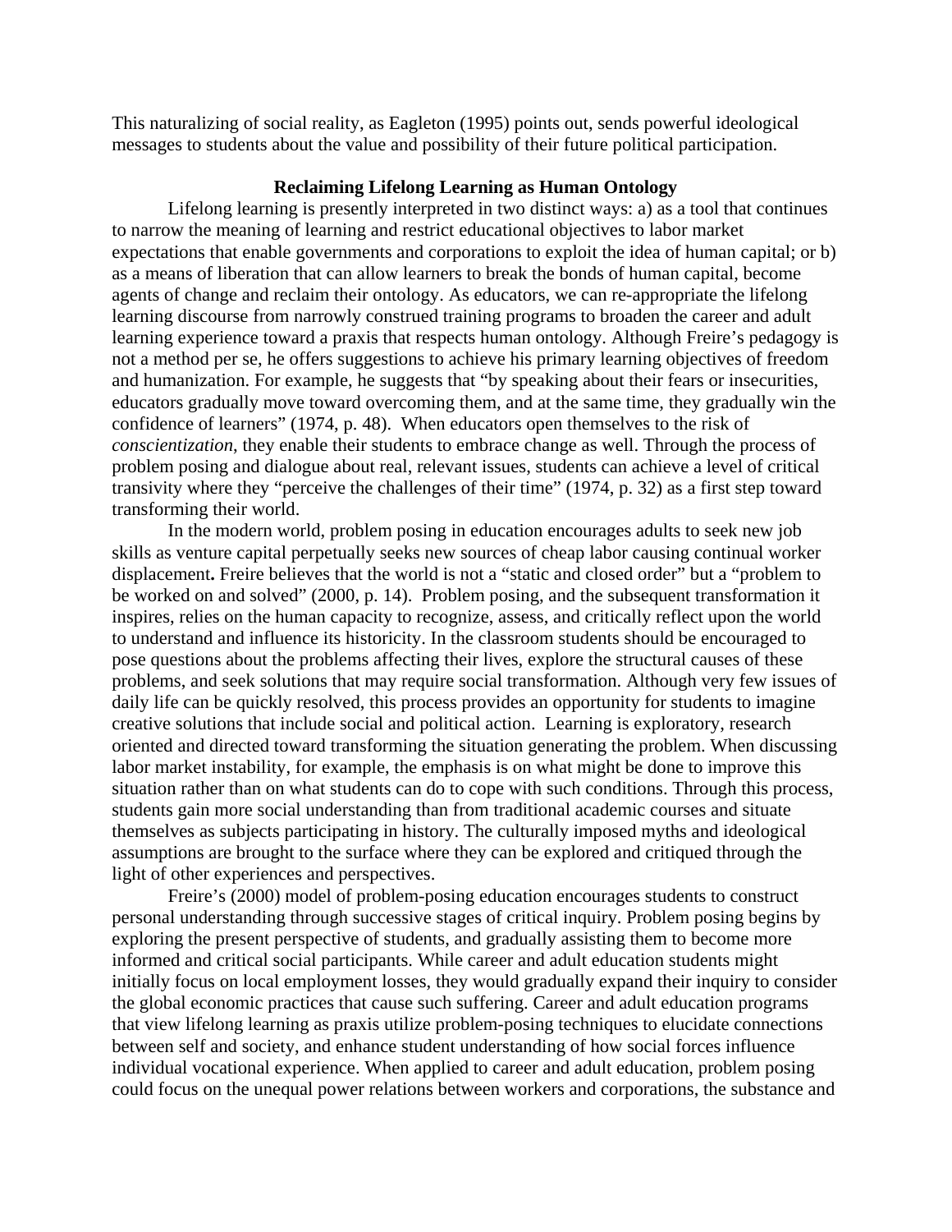This naturalizing of social reality, as Eagleton (1995) points out, sends powerful ideological messages to students about the value and possibility of their future political participation.

## Reclaiming Lifelong Learning as Human Ontology

Lifelong learning is presently interpreted in two distinct ways: a) as a tool that continues to narrow the meaning of learning and restrict educational objectives to labor market expectations that enable governments and corporations to exploit the idea of human capital; or b) as a means of liberation that can allow learners to break the bonds of human capital, become agents of change and reclaim their ontology. As educators, we can re-appropriate the lifelong learning discourse from narrowly construed training programs to broaden the career and adult learning experience toward a praxis that respects human ontology. Although Freire's pedagogy is not a method per se, he offers suggestions to achieve his primary learning objectives of freedom and humanization. For example, he suggests that "by speaking about their fears or insecurities, educators gradually move toward overcoming them, and at the same time, they gradually win the confidence of learners" (1974, p. 48). When educators open themselves to the risk of *conscientization*, they enable their students to embrace change as well. Through the process of problem posing and dialogue about real, relevant issues, students can achieve a level of critical transivity where they "perceive the challenges of their time" (1974, p. 32) as a first step toward transforming their world.

In the modern world, problem posing in education encourages adults to seek new job skills as venture capital perpetually seeks new sources of cheap labor causing continual worker displacement**.** Freire believes that the world is not a "static and closed order" but a "problem to be worked on and solved" (2000, p. 14). Problem posing, and the subsequent transformation it inspires, relies on the human capacity to recognize, assess, and critically reflect upon the world to understand and influence its historicity. In the classroom students should be encouraged to pose questions about the problems affecting their lives, explore the structural causes of these problems, and seek solutions that may require social transformation. Although very few issues of daily life can be quickly resolved, this process provides an opportunity for students to imagine creative solutions that include social and political action. Learning is exploratory, research oriented and directed toward transforming the situation generating the problem. When discussing labor market instability, for example, the emphasis is on what might be done to improve this situation rather than on what students can do to cope with such conditions. Through this process, students gain more social understanding than from traditional academic courses and situate themselves as subjects participating in history. The culturally imposed myths and ideological assumptions are brought to the surface where they can be explored and critiqued through the light of other experiences and perspectives.

Freire's (2000) model of problem-posing education encourages students to construct personal understanding through successive stages of critical inquiry. Problem posing begins by exploring the present perspective of students, and gradually assisting them to become more informed and critical social participants. While career and adult education students might initially focus on local employment losses, they would gradually expand their inquiry to consider the global economic practices that cause such suffering. Career and adult education programs that view lifelong learning as praxis utilize problem-posing techniques to elucidate connections between self and society, and enhance student understanding of how social forces influence individual vocational experience. When applied to career and adult education, problem posing could focus on the unequal power relations between workers and corporations, the substance and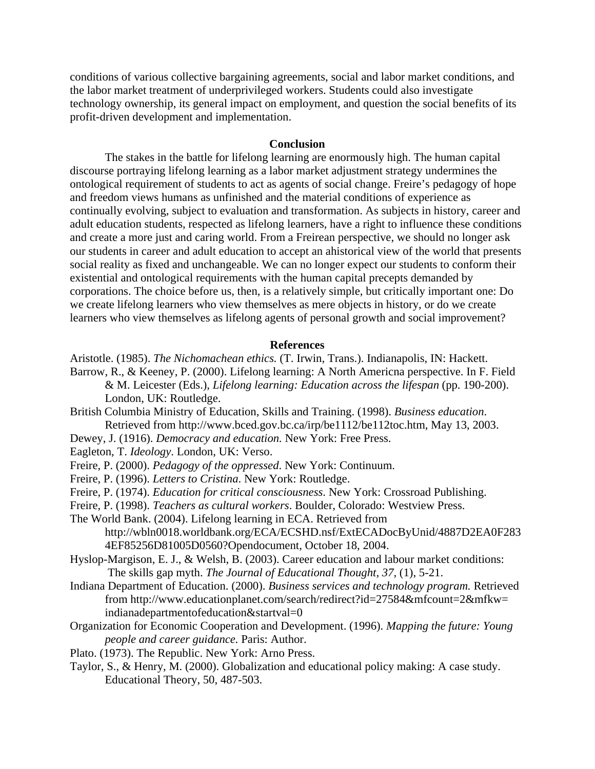conditions of various collective bargaining agreements, social and labor market conditions, and the labor market treatment of underprivileged workers. Students could also investigate technology ownership, its general impact on employment, and question the social benefits of its profit-driven development and implementation.

## Conclusion

The stakes in the battle for lifelong learning are enormously high. The human capital discourse portraying lifelong learning as a labor market adjustment strategy undermines the ontological requirement of students to act as agents of social change. Freire's pedagogy of hope and freedom views humans as unfinished and the material conditions of experience as continually evolving, subject to evaluation and transformation. As subjects in history, career and adult education students, respected as lifelong learners, have a right to influence these conditions and create a more just and caring world. From a Freirean perspective, we should no longer ask our students in career and adult education to accept an ahistorical view of the world that presents social reality as fixed and unchangeable. We can no longer expect our students to conform their existential and ontological requirements with the human capital precepts demanded by corporations. The choice before us, then, is a relatively simple, but critically important one: Do we create lifelong learners who view themselves as mere objects in history, or do we create learners who view themselves as lifelong agents of personal growth and social improvement?

## References

Aristotle. (1985). *The Nichomachean ethics.* (T. Irwin, Trans.). Indianapolis, IN: Hackett.

Barrow, R., & Keeney, P. (2000). Lifelong learning: A North Americna perspective. In F. Field & M. Leicester (Eds.), *Lifelong learning: Education across the lifespan* (pp. 190-200). London, UK: Routledge.

British Columbia Ministry of Education, Skills and Training. (1998). *Business education*. Retrieved from http://www.bced.gov.bc.ca/irp/be1112/be112toc.htm, May 13, 2003.

Dewey, J. (1916). *Democracy and education.* New York: Free Press.

Eagleton, T. *Ideology*. London, UK: Verso.

Freire, P. (2000). *Pedagogy of the oppressed*. New York: Continuum.

Freire, P. (1996). *Letters to Cristina*. New York: Routledge.

Freire, P. (1974). *Education for critical consciousness*. New York: Crossroad Publishing.

Freire, P. (1998). *Teachers as cultural workers*. Boulder, Colorado: Westview Press.

The World Bank. (2004). Lifelong learning in ECA. Retrieved from http://wbln0018.worldbank.org/ECA/ECSHD.nsf/ExtECADocByUnid/4887D2EA0F2834EF85256D81005D0560?Opendocument, October 18, 2004.

Hyslop-Margison, E. J., & Welsh, B. (2003). Career education and labour market conditions: The skills gap myth. *The Journal of Educational Thought*, *37,* (1), 5-21.

Indiana Department of Education. (2000). *Business services and technology program.* Retrieved from http://www.educationplanet.com/search/redirect?id=27584&mfcount=2&mfkw=indianadepartmentofeducation&startval=0

Organization for Economic Cooperation and Development. (1996). *Mapping the future: Young people and career guidance*. Paris: Author.

Plato. (1973). The Republic. New York: Arno Press.

Taylor, S., & Henry, M. (2000). Globalization and educational policy making: A case study. Educational Theory, 50, 487-503.